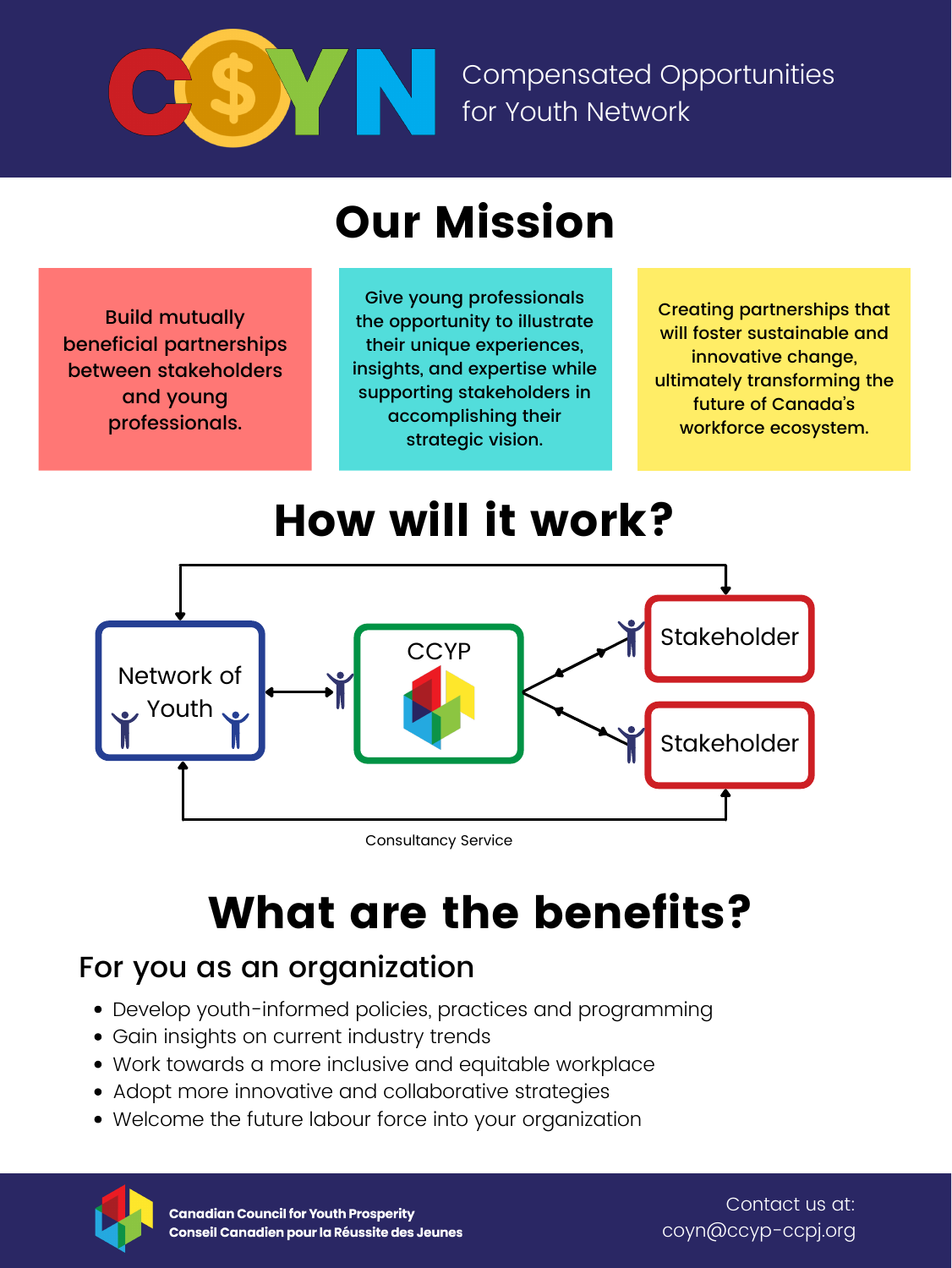# C$YN

Compensated Opportunities for Youth Network

## Our Mission

Build mutually beneficial partnerships between stakeholders and young professionals.

Give young professionals the opportunity to illustrate their unique experiences, insights, and expertise while supporting stakeholders in accomplishing their strategic vision.

Creating partnerships that will foster sustainable and innovative change, ultimately transforming the future of Canada's workforce ecosystem.

## How will it work?

Network of Youth

CCYP

Stakeholder

Stakeholder

Consultancy Service

## What are the benefits?

### For you as an organization

- Develop youth-informed policies, practices and programming
- Gain insights on current industry trends
- Work towards a more inclusive and equitable workplace
- Adopt more innovative and collaborative strategies
- Welcome the future labour force into your organization

**Canadian Council for Youth Prosperity**
**Conseil Canadien pour la Réussite des Jeunes**

Contact us at:
coyn@ccyp-ccpj.org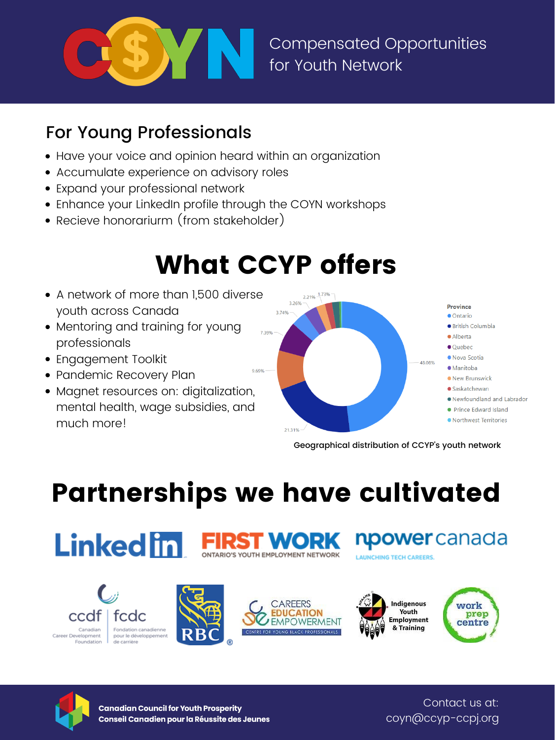# COYN

Compensated Opportunities for Youth Network

## For Young Professionals

- Have your voice and opinion heard within an organization
- Accumulate experience on advisory roles
- Expand your professional network
- Enhance your LinkedIn profile through the COYN workshops
- Recieve honorariurm (from stakeholder)

## What CCYP offers

- A network of more than 1,500 diverse youth across Canada
- Mentoring and training for young professionals
- Engagement Toolkit
- Pandemic Recovery Plan
- Magnet resources on: digitalization, mental health, wage subsidies, and much more!

Province
Ontario
British Columbia
Alberta
Quebec
Nova Scotia
Manitoba
New Brunswick
Saskatchewan
Newfoundland and Labrador
Prince Edward Island
Northwest Territories

48.08%
21.31%
9.69%
7.39%
3.74%
3.26%
2.21%
1.73%

Geographical distribution of CCYP's youth network

## Partnerships we have cultivated

LinkedIn
FIRST WORK – ONTARIO'S YOUTH EMPLOYMENT NETWORK
npower canada – LAUNCHING TECH CAREERS.
ccdf | fcdc – Canadian Career Development Foundation | Fondation canadienne pour le développement de carrière
RBC
CAREERS EDUCATION EMPOWERMENT – CENTRE FOR YOUNG BLACK PROFESSIONALS
Indigenous Youth Employment & Training
work prep centre

Canadian Council for Youth Prosperity
Conseil Canadien pour la Réussite des Jeunes

Contact us at:
coyn@ccyp-ccpj.org